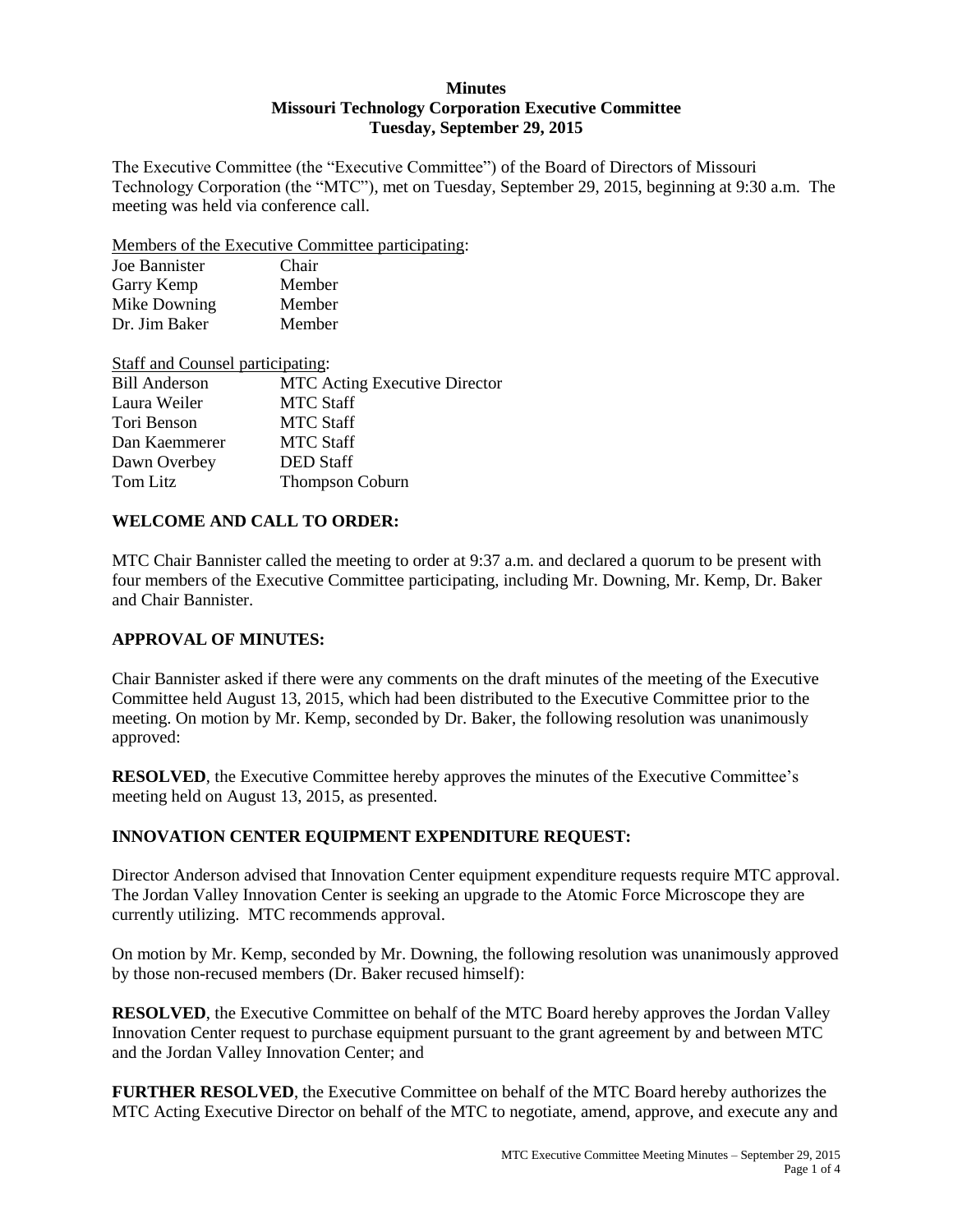**Minutes**
**Missouri Technology Corporation Executive Committee**
**Tuesday, September 29, 2015**

The Executive Committee (the "Executive Committee") of the Board of Directors of Missouri Technology Corporation (the "MTC"), met on Tuesday, September 29, 2015, beginning at 9:30 a.m. The meeting was held via conference call.

Members of the Executive Committee participating:

| | |
|---|---|
| Joe Bannister | Chair |
| Garry Kemp | Member |
| Mike Downing | Member |
| Dr. Jim Baker | Member |

Staff and Counsel participating:

| | |
|---|---|
| Bill Anderson | MTC Acting Executive Director |
| Laura Weiler | MTC Staff |
| Tori Benson | MTC Staff |
| Dan Kaemmerer | MTC Staff |
| Dawn Overbey | DED Staff |
| Tom Litz | Thompson Coburn |

## WELCOME AND CALL TO ORDER:

MTC Chair Bannister called the meeting to order at 9:37 a.m. and declared a quorum to be present with four members of the Executive Committee participating, including Mr. Downing, Mr. Kemp, Dr. Baker and Chair Bannister.

## APPROVAL OF MINUTES:

Chair Bannister asked if there were any comments on the draft minutes of the meeting of the Executive Committee held August 13, 2015, which had been distributed to the Executive Committee prior to the meeting. On motion by Mr. Kemp, seconded by Dr. Baker, the following resolution was unanimously approved:

**RESOLVED**, the Executive Committee hereby approves the minutes of the Executive Committee's meeting held on August 13, 2015, as presented.

## INNOVATION CENTER EQUIPMENT EXPENDITURE REQUEST:

Director Anderson advised that Innovation Center equipment expenditure requests require MTC approval. The Jordan Valley Innovation Center is seeking an upgrade to the Atomic Force Microscope they are currently utilizing. MTC recommends approval.

On motion by Mr. Kemp, seconded by Mr. Downing, the following resolution was unanimously approved by those non-recused members (Dr. Baker recused himself):

**RESOLVED**, the Executive Committee on behalf of the MTC Board hereby approves the Jordan Valley Innovation Center request to purchase equipment pursuant to the grant agreement by and between MTC and the Jordan Valley Innovation Center; and

**FURTHER RESOLVED**, the Executive Committee on behalf of the MTC Board hereby authorizes the MTC Acting Executive Director on behalf of the MTC to negotiate, amend, approve, and execute any and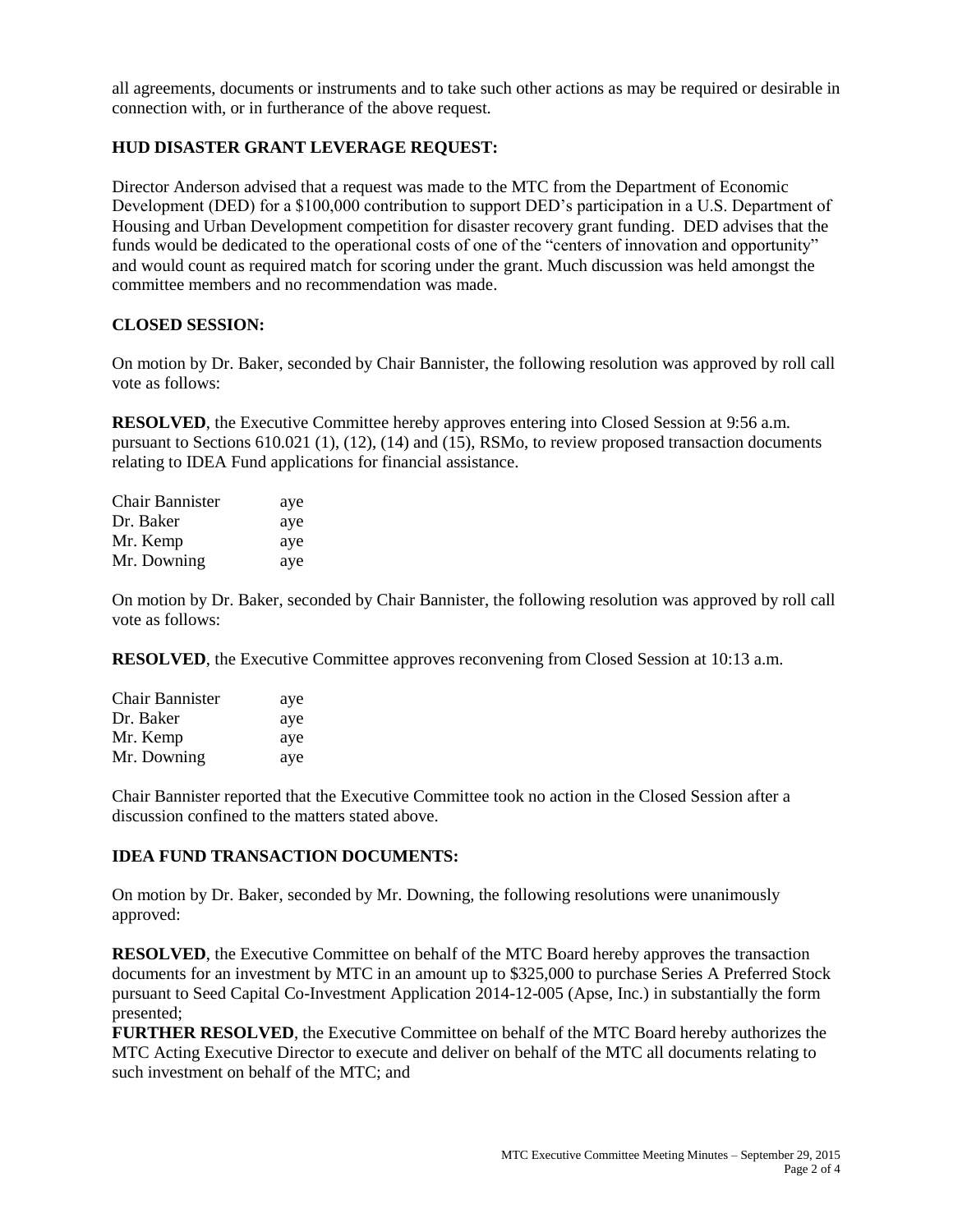all agreements, documents or instruments and to take such other actions as may be required or desirable in connection with, or in furtherance of the above request.

**HUD DISASTER GRANT LEVERAGE REQUEST:**

Director Anderson advised that a request was made to the MTC from the Department of Economic Development (DED) for a $100,000 contribution to support DED's participation in a U.S. Department of Housing and Urban Development competition for disaster recovery grant funding. DED advises that the funds would be dedicated to the operational costs of one of the "centers of innovation and opportunity" and would count as required match for scoring under the grant. Much discussion was held amongst the committee members and no recommendation was made.

**CLOSED SESSION:**

On motion by Dr. Baker, seconded by Chair Bannister, the following resolution was approved by roll call vote as follows:

**RESOLVED**, the Executive Committee hereby approves entering into Closed Session at 9:56 a.m. pursuant to Sections 610.021 (1), (12), (14) and (15), RSMo, to review proposed transaction documents relating to IDEA Fund applications for financial assistance.

Chair Bannister aye
Dr. Baker aye
Mr. Kemp aye
Mr. Downing aye

On motion by Dr. Baker, seconded by Chair Bannister, the following resolution was approved by roll call vote as follows:

**RESOLVED**, the Executive Committee approves reconvening from Closed Session at 10:13 a.m.

Chair Bannister aye
Dr. Baker aye
Mr. Kemp aye
Mr. Downing aye

Chair Bannister reported that the Executive Committee took no action in the Closed Session after a discussion confined to the matters stated above.

**IDEA FUND TRANSACTION DOCUMENTS:**

On motion by Dr. Baker, seconded by Mr. Downing, the following resolutions were unanimously approved:

**RESOLVED**, the Executive Committee on behalf of the MTC Board hereby approves the transaction documents for an investment by MTC in an amount up to $325,000 to purchase Series A Preferred Stock pursuant to Seed Capital Co-Investment Application 2014-12-005 (Apse, Inc.) in substantially the form presented;
**FURTHER RESOLVED**, the Executive Committee on behalf of the MTC Board hereby authorizes the MTC Acting Executive Director to execute and deliver on behalf of the MTC all documents relating to such investment on behalf of the MTC; and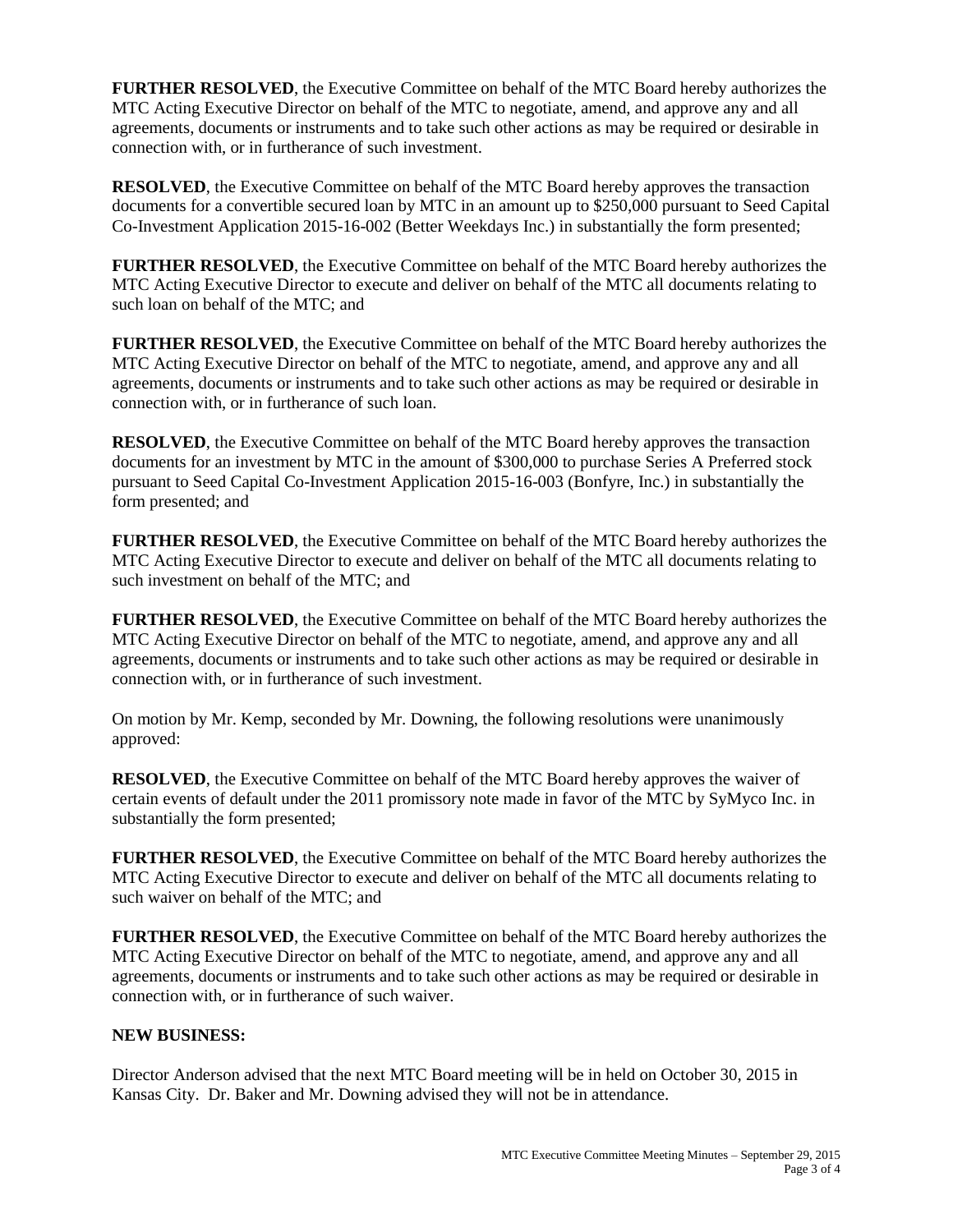**FURTHER RESOLVED**, the Executive Committee on behalf of the MTC Board hereby authorizes the MTC Acting Executive Director on behalf of the MTC to negotiate, amend, and approve any and all agreements, documents or instruments and to take such other actions as may be required or desirable in connection with, or in furtherance of such investment.

**RESOLVED**, the Executive Committee on behalf of the MTC Board hereby approves the transaction documents for a convertible secured loan by MTC in an amount up to $250,000 pursuant to Seed Capital Co-Investment Application 2015-16-002 (Better Weekdays Inc.) in substantially the form presented;

**FURTHER RESOLVED**, the Executive Committee on behalf of the MTC Board hereby authorizes the MTC Acting Executive Director to execute and deliver on behalf of the MTC all documents relating to such loan on behalf of the MTC; and

**FURTHER RESOLVED**, the Executive Committee on behalf of the MTC Board hereby authorizes the MTC Acting Executive Director on behalf of the MTC to negotiate, amend, and approve any and all agreements, documents or instruments and to take such other actions as may be required or desirable in connection with, or in furtherance of such loan.

**RESOLVED**, the Executive Committee on behalf of the MTC Board hereby approves the transaction documents for an investment by MTC in the amount of $300,000 to purchase Series A Preferred stock pursuant to Seed Capital Co-Investment Application 2015-16-003 (Bonfyre, Inc.) in substantially the form presented; and

**FURTHER RESOLVED**, the Executive Committee on behalf of the MTC Board hereby authorizes the MTC Acting Executive Director to execute and deliver on behalf of the MTC all documents relating to such investment on behalf of the MTC; and

**FURTHER RESOLVED**, the Executive Committee on behalf of the MTC Board hereby authorizes the MTC Acting Executive Director on behalf of the MTC to negotiate, amend, and approve any and all agreements, documents or instruments and to take such other actions as may be required or desirable in connection with, or in furtherance of such investment.

On motion by Mr. Kemp, seconded by Mr. Downing, the following resolutions were unanimously approved:

**RESOLVED**, the Executive Committee on behalf of the MTC Board hereby approves the waiver of certain events of default under the 2011 promissory note made in favor of the MTC by SyMyco Inc. in substantially the form presented;

**FURTHER RESOLVED**, the Executive Committee on behalf of the MTC Board hereby authorizes the MTC Acting Executive Director to execute and deliver on behalf of the MTC all documents relating to such waiver on behalf of the MTC; and

**FURTHER RESOLVED**, the Executive Committee on behalf of the MTC Board hereby authorizes the MTC Acting Executive Director on behalf of the MTC to negotiate, amend, and approve any and all agreements, documents or instruments and to take such other actions as may be required or desirable in connection with, or in furtherance of such waiver.

**NEW BUSINESS:**

Director Anderson advised that the next MTC Board meeting will be in held on October 30, 2015 in Kansas City. Dr. Baker and Mr. Downing advised they will not be in attendance.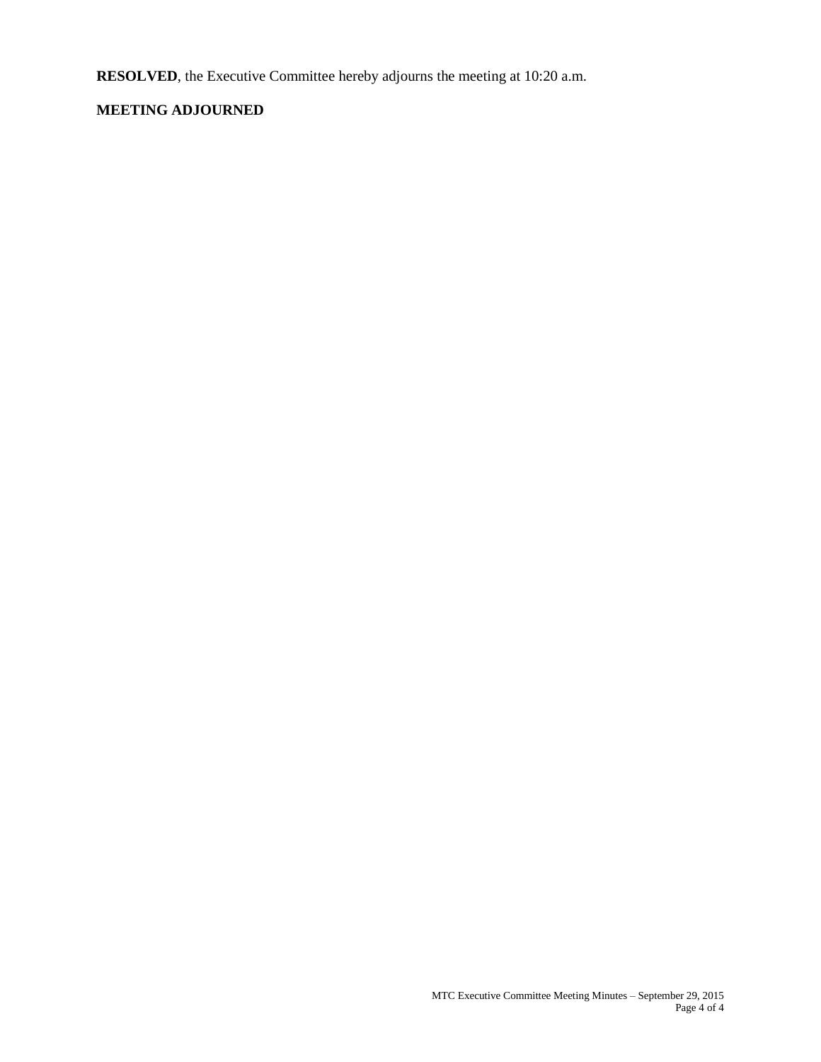**RESOLVED**, the Executive Committee hereby adjourns the meeting at 10:20 a.m.

**MEETING ADJOURNED**